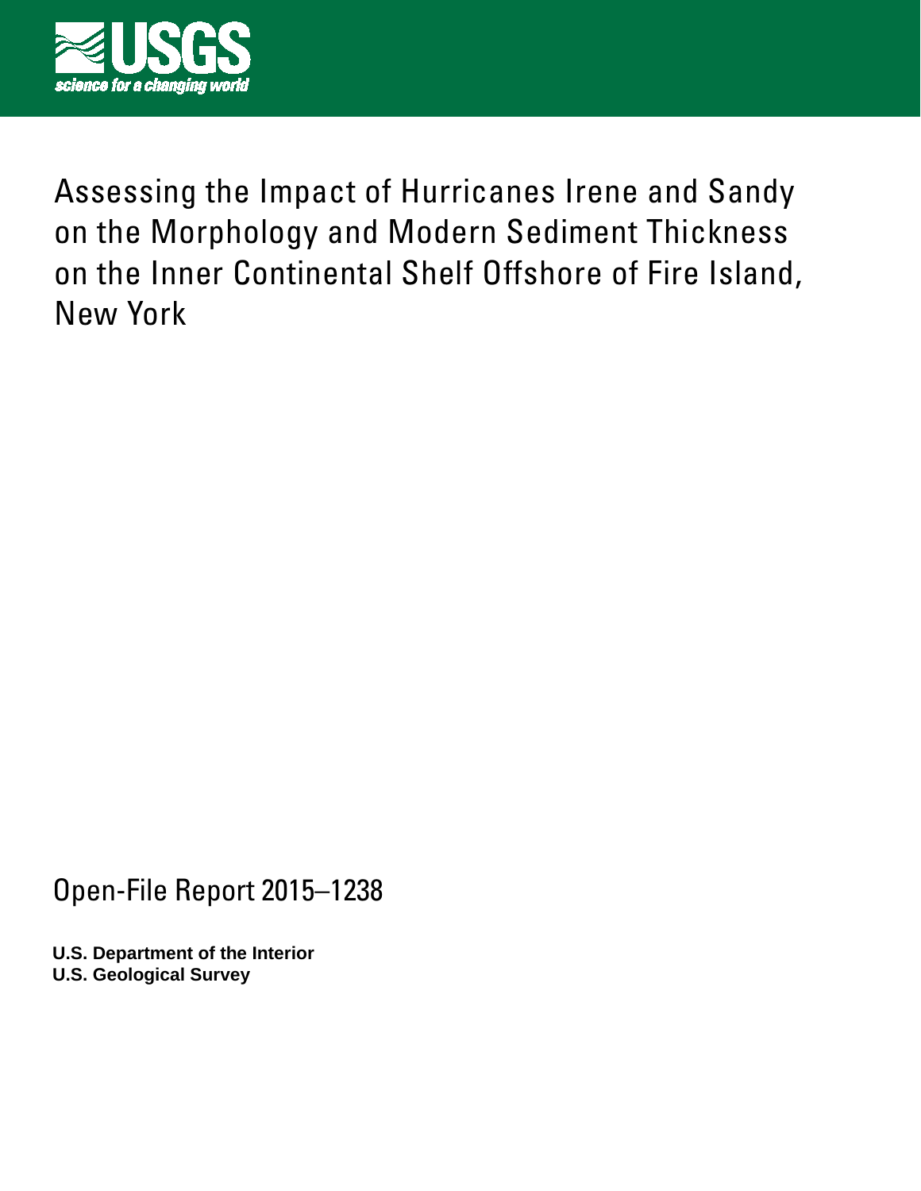USGS

science for a changing world

# Assessing the Impact of Hurricanes Irene and Sandy on the Morphology and Modern Sediment Thickness on the Inner Continental Shelf Offshore of Fire Island, New York

Open-File Report 2015–1238

**U.S. Department of the Interior**
**U.S. Geological Survey**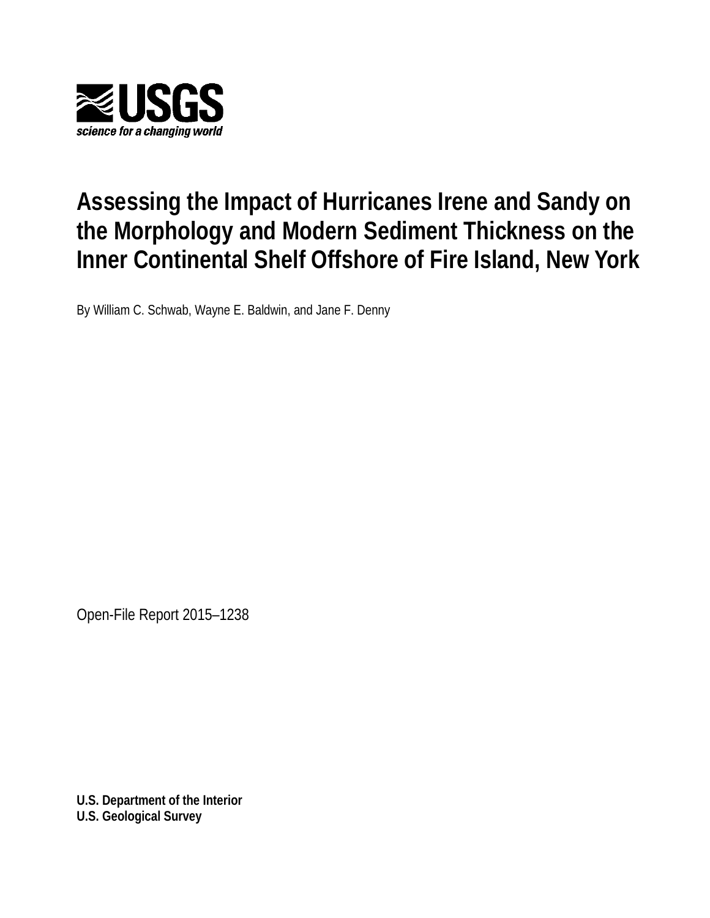USGS

science for a changing world

# Assessing the Impact of Hurricanes Irene and Sandy on the Morphology and Modern Sediment Thickness on the Inner Continental Shelf Offshore of Fire Island, New York

By William C. Schwab, Wayne E. Baldwin, and Jane F. Denny

Open-File Report 2015–1238

**U.S. Department of the Interior**
**U.S. Geological Survey**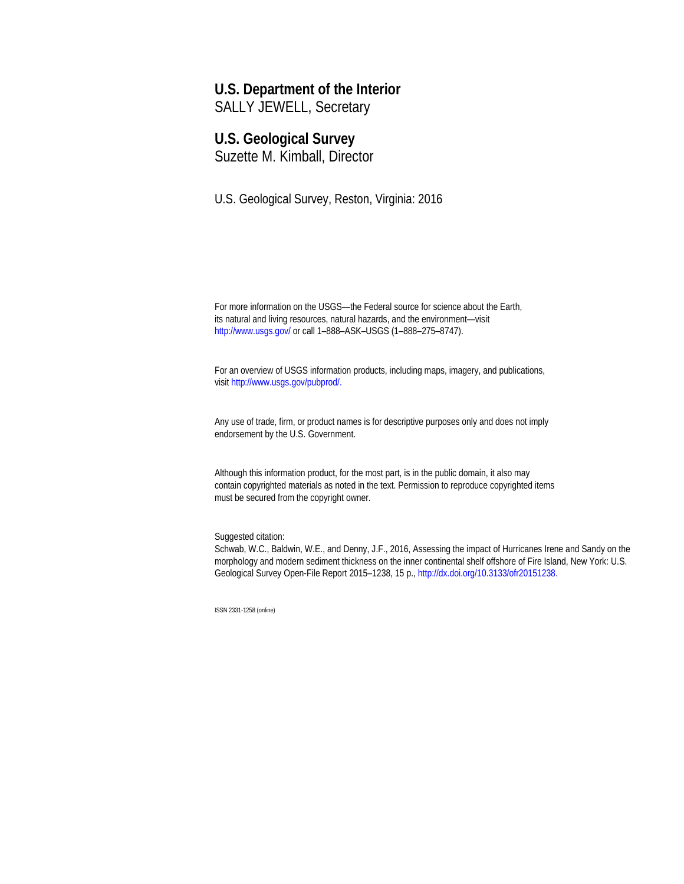**U.S. Department of the Interior**
SALLY JEWELL, Secretary

**U.S. Geological Survey**
Suzette M. Kimball, Director

U.S. Geological Survey, Reston, Virginia: 2016

For more information on the USGS—the Federal source for science about the Earth, its natural and living resources, natural hazards, and the environment—visit http://www.usgs.gov/ or call 1–888–ASK–USGS (1–888–275–8747).

For an overview of USGS information products, including maps, imagery, and publications, visit http://www.usgs.gov/pubprod/.

Any use of trade, firm, or product names is for descriptive purposes only and does not imply endorsement by the U.S. Government.

Although this information product, for the most part, is in the public domain, it also may contain copyrighted materials as noted in the text. Permission to reproduce copyrighted items must be secured from the copyright owner.

Suggested citation:
Schwab, W.C., Baldwin, W.E., and Denny, J.F., 2016, Assessing the impact of Hurricanes Irene and Sandy on the morphology and modern sediment thickness on the inner continental shelf offshore of Fire Island, New York: U.S. Geological Survey Open-File Report 2015–1238, 15 p., http://dx.doi.org/10.3133/ofr20151238.

ISSN 2331-1258 (online)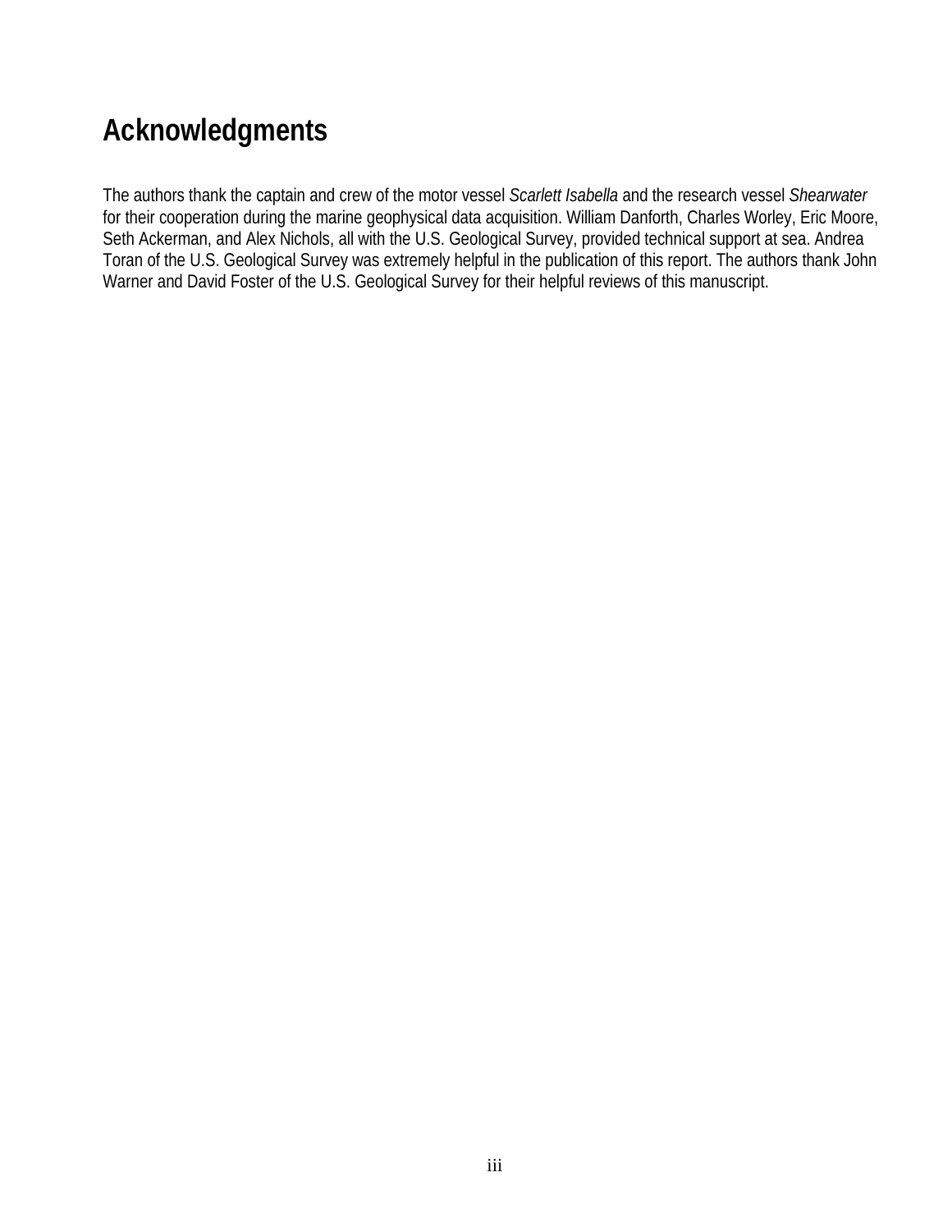# Acknowledgments

The authors thank the captain and crew of the motor vessel *Scarlett Isabella* and the research vessel *Shearwater* for their cooperation during the marine geophysical data acquisition. William Danforth, Charles Worley, Eric Moore, Seth Ackerman, and Alex Nichols, all with the U.S. Geological Survey, provided technical support at sea. Andrea Toran of the U.S. Geological Survey was extremely helpful in the publication of this report. The authors thank John Warner and David Foster of the U.S. Geological Survey for their helpful reviews of this manuscript.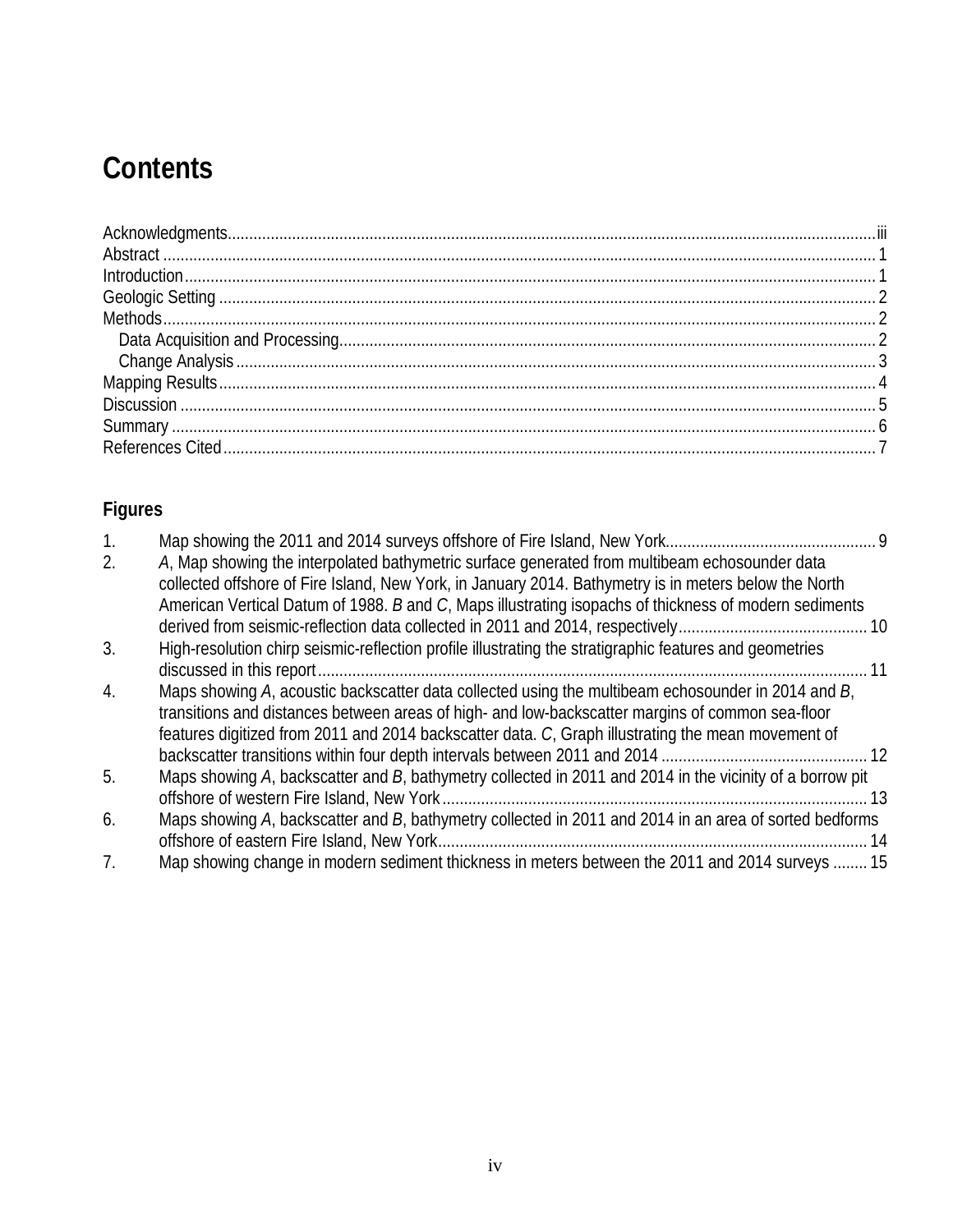# Contents

Acknowledgments .......... iii
Abstract .......... 1
Introduction .......... 1
Geologic Setting .......... 2
Methods .......... 2
  Data Acquisition and Processing .......... 2
  Change Analysis .......... 3
Mapping Results .......... 4
Discussion .......... 5
Summary .......... 6
References Cited .......... 7

## Figures

1. Map showing the 2011 and 2014 surveys offshore of Fire Island, New York .......... 9
2. *A*, Map showing the interpolated bathymetric surface generated from multibeam echosounder data collected offshore of Fire Island, New York, in January 2014. Bathymetry is in meters below the North American Vertical Datum of 1988. *B* and *C*, Maps illustrating isopachs of thickness of modern sediments derived from seismic-reflection data collected in 2011 and 2014, respectively .......... 10
3. High-resolution chirp seismic-reflection profile illustrating the stratigraphic features and geometries discussed in this report .......... 11
4. Maps showing *A*, acoustic backscatter data collected using the multibeam echosounder in 2014 and *B*, transitions and distances between areas of high- and low-backscatter margins of common sea-floor features digitized from 2011 and 2014 backscatter data. *C*, Graph illustrating the mean movement of backscatter transitions within four depth intervals between 2011 and 2014 .......... 12
5. Maps showing *A*, backscatter and *B*, bathymetry collected in 2011 and 2014 in the vicinity of a borrow pit offshore of western Fire Island, New York .......... 13
6. Maps showing *A*, backscatter and *B*, bathymetry collected in 2011 and 2014 in an area of sorted bedforms offshore of eastern Fire Island, New York .......... 14
7. Map showing change in modern sediment thickness in meters between the 2011 and 2014 surveys .......... 15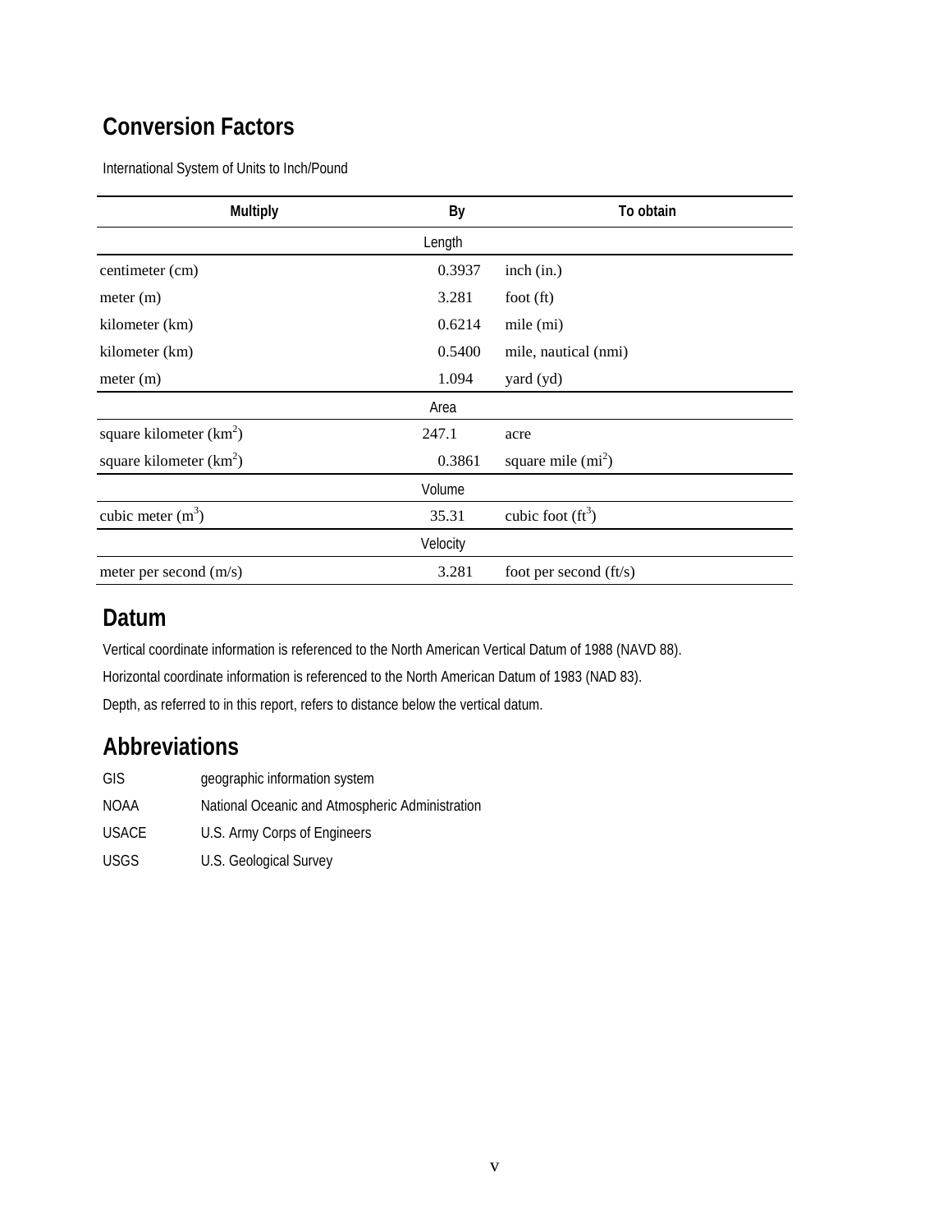## Conversion Factors

International System of Units to Inch/Pound

| Multiply | By | To obtain |
|---|---|---|
| | Length | |
| centimeter (cm) | 0.3937 | inch (in.) |
| meter (m) | 3.281 | foot (ft) |
| kilometer (km) | 0.6214 | mile (mi) |
| kilometer (km) | 0.5400 | mile, nautical (nmi) |
| meter (m) | 1.094 | yard (yd) |
| | Area | |
| square kilometer ($km^2$) | 247.1 | acre |
| square kilometer ($km^2$) | 0.3861 | square mile ($mi^2$) |
| | Volume | |
| cubic meter ($m^3$) | 35.31 | cubic foot ($ft^3$) |
| | Velocity | |
| meter per second (m/s) | 3.281 | foot per second (ft/s) |

## Datum

Vertical coordinate information is referenced to the North American Vertical Datum of 1988 (NAVD 88).

Horizontal coordinate information is referenced to the North American Datum of 1983 (NAD 83).

Depth, as referred to in this report, refers to distance below the vertical datum.

## Abbreviations

| | |
|---|---|
| GIS | geographic information system |
| NOAA | National Oceanic and Atmospheric Administration |
| USACE | U.S. Army Corps of Engineers |
| USGS | U.S. Geological Survey |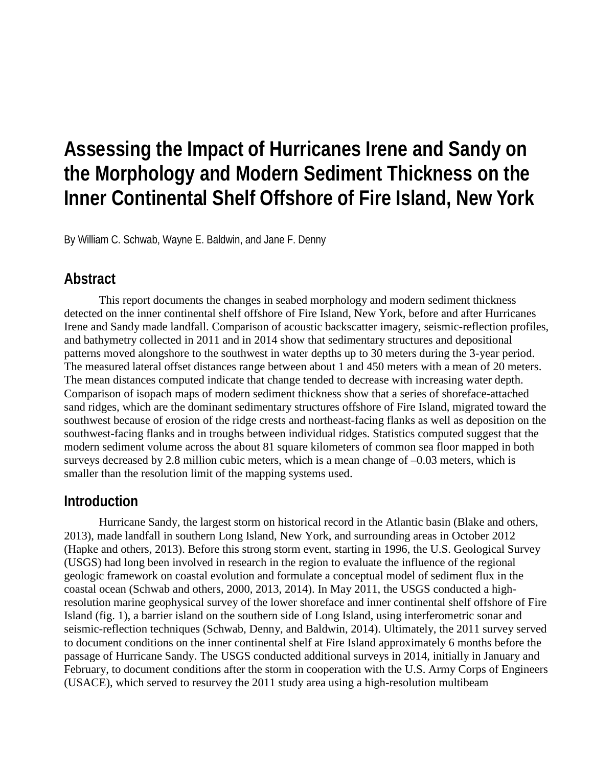# Assessing the Impact of Hurricanes Irene and Sandy on the Morphology and Modern Sediment Thickness on the Inner Continental Shelf Offshore of Fire Island, New York

By William C. Schwab, Wayne E. Baldwin, and Jane F. Denny

## Abstract

This report documents the changes in seabed morphology and modern sediment thickness detected on the inner continental shelf offshore of Fire Island, New York, before and after Hurricanes Irene and Sandy made landfall. Comparison of acoustic backscatter imagery, seismic-reflection profiles, and bathymetry collected in 2011 and in 2014 show that sedimentary structures and depositional patterns moved alongshore to the southwest in water depths up to 30 meters during the 3-year period. The measured lateral offset distances range between about 1 and 450 meters with a mean of 20 meters. The mean distances computed indicate that change tended to decrease with increasing water depth. Comparison of isopach maps of modern sediment thickness show that a series of shoreface-attached sand ridges, which are the dominant sedimentary structures offshore of Fire Island, migrated toward the southwest because of erosion of the ridge crests and northeast-facing flanks as well as deposition on the southwest-facing flanks and in troughs between individual ridges. Statistics computed suggest that the modern sediment volume across the about 81 square kilometers of common sea floor mapped in both surveys decreased by 2.8 million cubic meters, which is a mean change of –0.03 meters, which is smaller than the resolution limit of the mapping systems used.

## Introduction

Hurricane Sandy, the largest storm on historical record in the Atlantic basin (Blake and others, 2013), made landfall in southern Long Island, New York, and surrounding areas in October 2012 (Hapke and others, 2013). Before this strong storm event, starting in 1996, the U.S. Geological Survey (USGS) had long been involved in research in the region to evaluate the influence of the regional geologic framework on coastal evolution and formulate a conceptual model of sediment flux in the coastal ocean (Schwab and others, 2000, 2013, 2014). In May 2011, the USGS conducted a high-resolution marine geophysical survey of the lower shoreface and inner continental shelf offshore of Fire Island (fig. 1), a barrier island on the southern side of Long Island, using interferometric sonar and seismic-reflection techniques (Schwab, Denny, and Baldwin, 2014). Ultimately, the 2011 survey served to document conditions on the inner continental shelf at Fire Island approximately 6 months before the passage of Hurricane Sandy. The USGS conducted additional surveys in 2014, initially in January and February, to document conditions after the storm in cooperation with the U.S. Army Corps of Engineers (USACE), which served to resurvey the 2011 study area using a high-resolution multibeam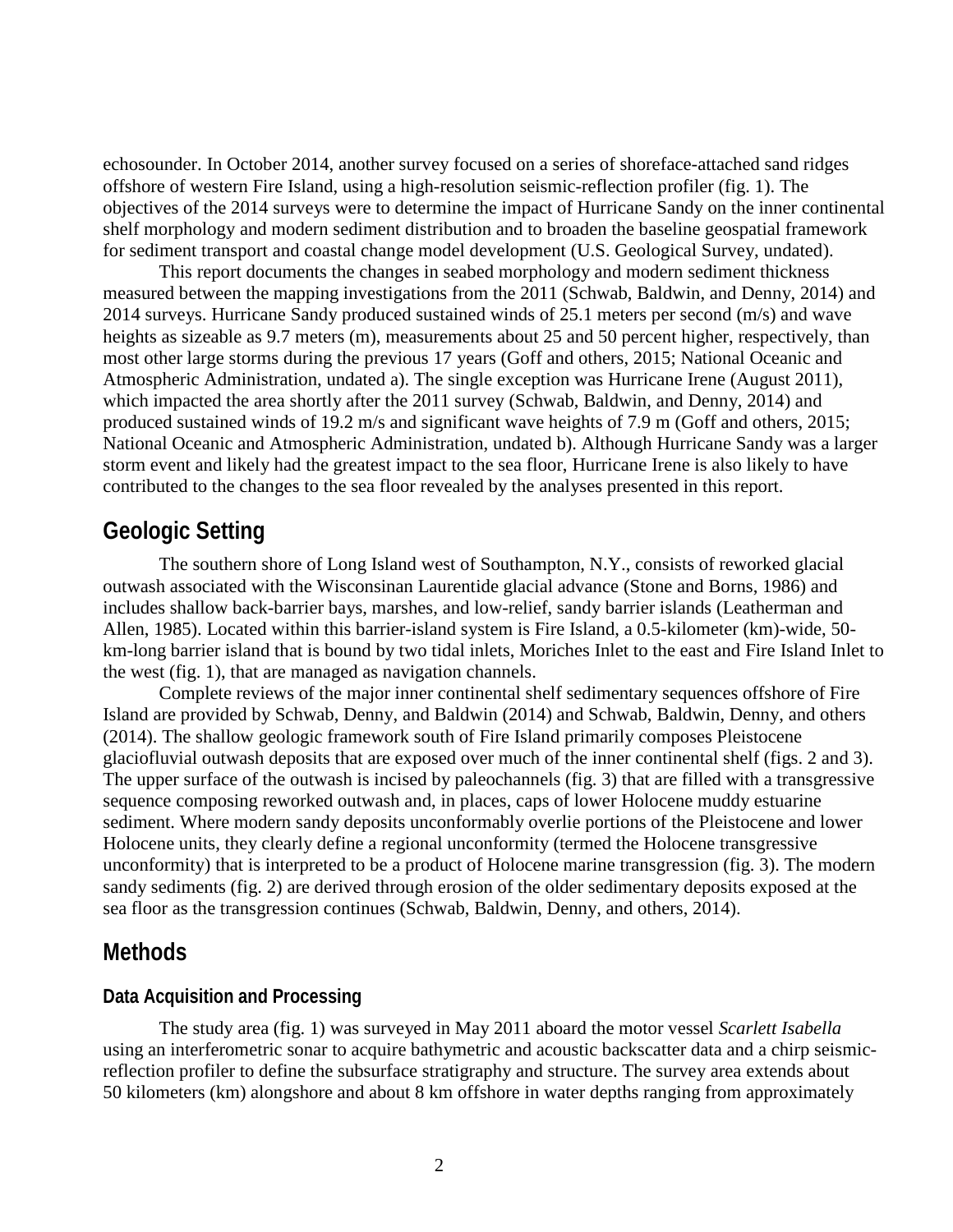echosounder. In October 2014, another survey focused on a series of shoreface-attached sand ridges offshore of western Fire Island, using a high-resolution seismic-reflection profiler (fig. 1). The objectives of the 2014 surveys were to determine the impact of Hurricane Sandy on the inner continental shelf morphology and modern sediment distribution and to broaden the baseline geospatial framework for sediment transport and coastal change model development (U.S. Geological Survey, undated).

This report documents the changes in seabed morphology and modern sediment thickness measured between the mapping investigations from the 2011 (Schwab, Baldwin, and Denny, 2014) and 2014 surveys. Hurricane Sandy produced sustained winds of 25.1 meters per second (m/s) and wave heights as sizeable as 9.7 meters (m), measurements about 25 and 50 percent higher, respectively, than most other large storms during the previous 17 years (Goff and others, 2015; National Oceanic and Atmospheric Administration, undated a). The single exception was Hurricane Irene (August 2011), which impacted the area shortly after the 2011 survey (Schwab, Baldwin, and Denny, 2014) and produced sustained winds of 19.2 m/s and significant wave heights of 7.9 m (Goff and others, 2015; National Oceanic and Atmospheric Administration, undated b). Although Hurricane Sandy was a larger storm event and likely had the greatest impact to the sea floor, Hurricane Irene is also likely to have contributed to the changes to the sea floor revealed by the analyses presented in this report.

## Geologic Setting

The southern shore of Long Island west of Southampton, N.Y., consists of reworked glacial outwash associated with the Wisconsinan Laurentide glacial advance (Stone and Borns, 1986) and includes shallow back-barrier bays, marshes, and low-relief, sandy barrier islands (Leatherman and Allen, 1985). Located within this barrier-island system is Fire Island, a 0.5-kilometer (km)-wide, 50-km-long barrier island that is bound by two tidal inlets, Moriches Inlet to the east and Fire Island Inlet to the west (fig. 1), that are managed as navigation channels.

Complete reviews of the major inner continental shelf sedimentary sequences offshore of Fire Island are provided by Schwab, Denny, and Baldwin (2014) and Schwab, Baldwin, Denny, and others (2014). The shallow geologic framework south of Fire Island primarily composes Pleistocene glaciofluvial outwash deposits that are exposed over much of the inner continental shelf (figs. 2 and 3). The upper surface of the outwash is incised by paleochannels (fig. 3) that are filled with a transgressive sequence composing reworked outwash and, in places, caps of lower Holocene muddy estuarine sediment. Where modern sandy deposits unconformably overlie portions of the Pleistocene and lower Holocene units, they clearly define a regional unconformity (termed the Holocene transgressive unconformity) that is interpreted to be a product of Holocene marine transgression (fig. 3). The modern sandy sediments (fig. 2) are derived through erosion of the older sedimentary deposits exposed at the sea floor as the transgression continues (Schwab, Baldwin, Denny, and others, 2014).

## Methods

### Data Acquisition and Processing

The study area (fig. 1) was surveyed in May 2011 aboard the motor vessel *Scarlett Isabella* using an interferometric sonar to acquire bathymetric and acoustic backscatter data and a chirp seismic-reflection profiler to define the subsurface stratigraphy and structure. The survey area extends about 50 kilometers (km) alongshore and about 8 km offshore in water depths ranging from approximately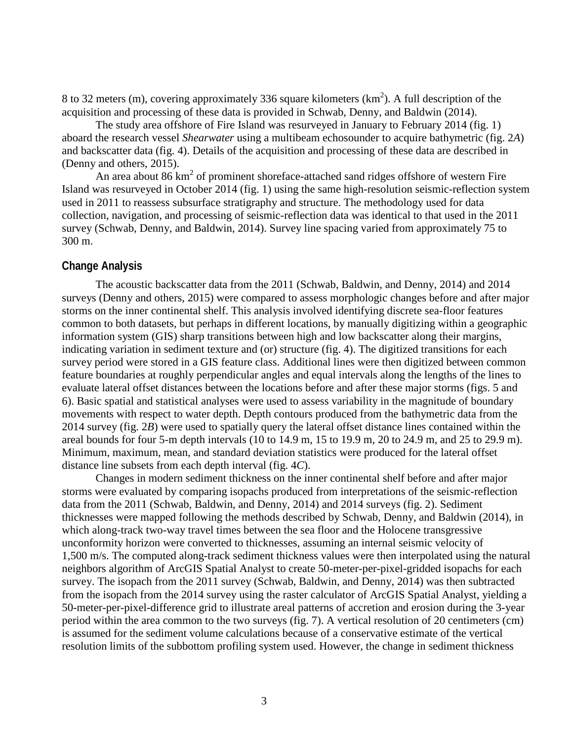8 to 32 meters (m), covering approximately 336 square kilometers ($km^2$). A full description of the acquisition and processing of these data is provided in Schwab, Denny, and Baldwin (2014).

The study area offshore of Fire Island was resurveyed in January to February 2014 (fig. 1) aboard the research vessel *Shearwater* using a multibeam echosounder to acquire bathymetric (fig. 2*A*) and backscatter data (fig. 4). Details of the acquisition and processing of these data are described in (Denny and others, 2015).

An area about 86 $km^2$ of prominent shoreface-attached sand ridges offshore of western Fire Island was resurveyed in October 2014 (fig. 1) using the same high-resolution seismic-reflection system used in 2011 to reassess subsurface stratigraphy and structure. The methodology used for data collection, navigation, and processing of seismic-reflection data was identical to that used in the 2011 survey (Schwab, Denny, and Baldwin, 2014). Survey line spacing varied from approximately 75 to 300 m.

## Change Analysis

The acoustic backscatter data from the 2011 (Schwab, Baldwin, and Denny, 2014) and 2014 surveys (Denny and others, 2015) were compared to assess morphologic changes before and after major storms on the inner continental shelf. This analysis involved identifying discrete sea-floor features common to both datasets, but perhaps in different locations, by manually digitizing within a geographic information system (GIS) sharp transitions between high and low backscatter along their margins, indicating variation in sediment texture and (or) structure (fig. 4). The digitized transitions for each survey period were stored in a GIS feature class. Additional lines were then digitized between common feature boundaries at roughly perpendicular angles and equal intervals along the lengths of the lines to evaluate lateral offset distances between the locations before and after these major storms (figs. 5 and 6). Basic spatial and statistical analyses were used to assess variability in the magnitude of boundary movements with respect to water depth. Depth contours produced from the bathymetric data from the 2014 survey (fig. 2*B*) were used to spatially query the lateral offset distance lines contained within the areal bounds for four 5-m depth intervals (10 to 14.9 m, 15 to 19.9 m, 20 to 24.9 m, and 25 to 29.9 m). Minimum, maximum, mean, and standard deviation statistics were produced for the lateral offset distance line subsets from each depth interval (fig. 4*C*).

Changes in modern sediment thickness on the inner continental shelf before and after major storms were evaluated by comparing isopachs produced from interpretations of the seismic-reflection data from the 2011 (Schwab, Baldwin, and Denny, 2014) and 2014 surveys (fig. 2). Sediment thicknesses were mapped following the methods described by Schwab, Denny, and Baldwin (2014), in which along-track two-way travel times between the sea floor and the Holocene transgressive unconformity horizon were converted to thicknesses, assuming an internal seismic velocity of 1,500 m/s. The computed along-track sediment thickness values were then interpolated using the natural neighbors algorithm of ArcGIS Spatial Analyst to create 50-meter-per-pixel-gridded isopachs for each survey. The isopach from the 2011 survey (Schwab, Baldwin, and Denny, 2014) was then subtracted from the isopach from the 2014 survey using the raster calculator of ArcGIS Spatial Analyst, yielding a 50-meter-per-pixel-difference grid to illustrate areal patterns of accretion and erosion during the 3-year period within the area common to the two surveys (fig. 7). A vertical resolution of 20 centimeters (cm) is assumed for the sediment volume calculations because of a conservative estimate of the vertical resolution limits of the subbottom profiling system used. However, the change in sediment thickness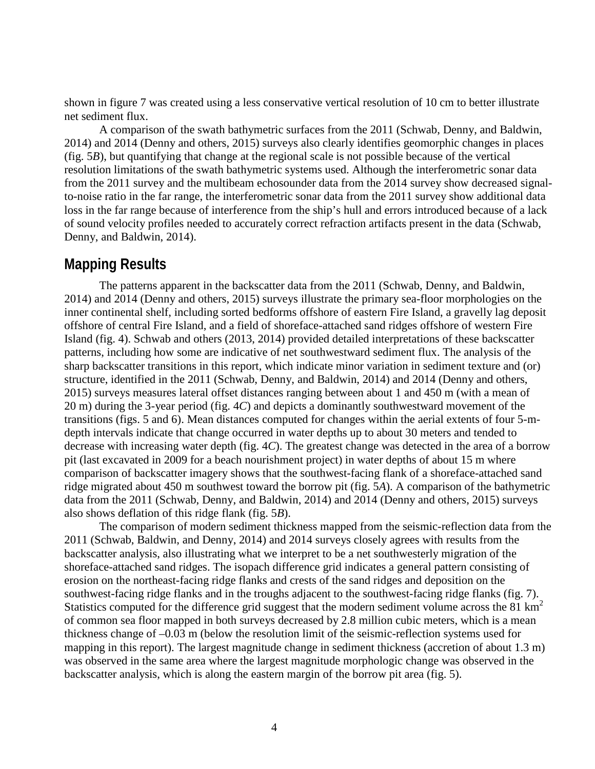shown in figure 7 was created using a less conservative vertical resolution of 10 cm to better illustrate net sediment flux.

A comparison of the swath bathymetric surfaces from the 2011 (Schwab, Denny, and Baldwin, 2014) and 2014 (Denny and others, 2015) surveys also clearly identifies geomorphic changes in places (fig. 5*B*), but quantifying that change at the regional scale is not possible because of the vertical resolution limitations of the swath bathymetric systems used. Although the interferometric sonar data from the 2011 survey and the multibeam echosounder data from the 2014 survey show decreased signal-to-noise ratio in the far range, the interferometric sonar data from the 2011 survey show additional data loss in the far range because of interference from the ship's hull and errors introduced because of a lack of sound velocity profiles needed to accurately correct refraction artifacts present in the data (Schwab, Denny, and Baldwin, 2014).

## Mapping Results

The patterns apparent in the backscatter data from the 2011 (Schwab, Denny, and Baldwin, 2014) and 2014 (Denny and others, 2015) surveys illustrate the primary sea-floor morphologies on the inner continental shelf, including sorted bedforms offshore of eastern Fire Island, a gravelly lag deposit offshore of central Fire Island, and a field of shoreface-attached sand ridges offshore of western Fire Island (fig. 4). Schwab and others (2013, 2014) provided detailed interpretations of these backscatter patterns, including how some are indicative of net southwestward sediment flux. The analysis of the sharp backscatter transitions in this report, which indicate minor variation in sediment texture and (or) structure, identified in the 2011 (Schwab, Denny, and Baldwin, 2014) and 2014 (Denny and others, 2015) surveys measures lateral offset distances ranging between about 1 and 450 m (with a mean of 20 m) during the 3-year period (fig. 4*C*) and depicts a dominantly southwestward movement of the transitions (figs. 5 and 6). Mean distances computed for changes within the aerial extents of four 5-m-depth intervals indicate that change occurred in water depths up to about 30 meters and tended to decrease with increasing water depth (fig. 4*C*). The greatest change was detected in the area of a borrow pit (last excavated in 2009 for a beach nourishment project) in water depths of about 15 m where comparison of backscatter imagery shows that the southwest-facing flank of a shoreface-attached sand ridge migrated about 450 m southwest toward the borrow pit (fig. 5*A*). A comparison of the bathymetric data from the 2011 (Schwab, Denny, and Baldwin, 2014) and 2014 (Denny and others, 2015) surveys also shows deflation of this ridge flank (fig. 5*B*).

The comparison of modern sediment thickness mapped from the seismic-reflection data from the 2011 (Schwab, Baldwin, and Denny, 2014) and 2014 surveys closely agrees with results from the backscatter analysis, also illustrating what we interpret to be a net southwesterly migration of the shoreface-attached sand ridges. The isopach difference grid indicates a general pattern consisting of erosion on the northeast-facing ridge flanks and crests of the sand ridges and deposition on the southwest-facing ridge flanks and in the troughs adjacent to the southwest-facing ridge flanks (fig. 7). Statistics computed for the difference grid suggest that the modern sediment volume across the 81 $km^2$ of common sea floor mapped in both surveys decreased by 2.8 million cubic meters, which is a mean thickness change of –0.03 m (below the resolution limit of the seismic-reflection systems used for mapping in this report). The largest magnitude change in sediment thickness (accretion of about 1.3 m) was observed in the same area where the largest magnitude morphologic change was observed in the backscatter analysis, which is along the eastern margin of the borrow pit area (fig. 5).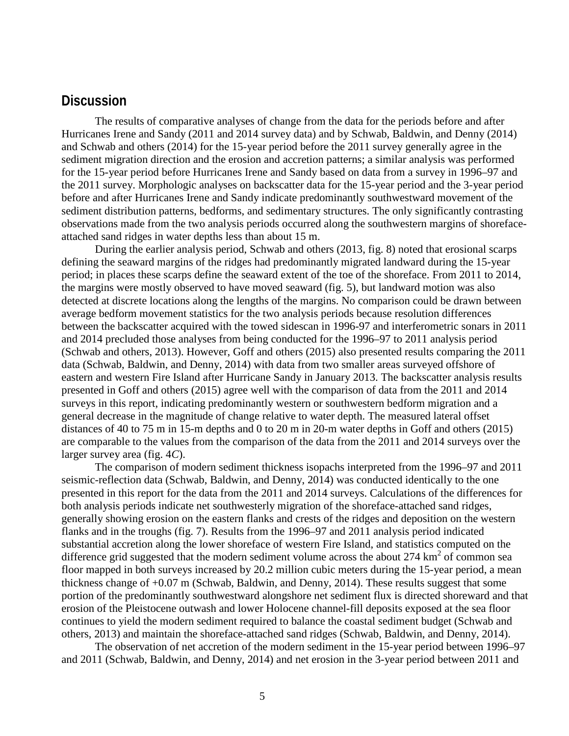## Discussion

The results of comparative analyses of change from the data for the periods before and after Hurricanes Irene and Sandy (2011 and 2014 survey data) and by Schwab, Baldwin, and Denny (2014) and Schwab and others (2014) for the 15-year period before the 2011 survey generally agree in the sediment migration direction and the erosion and accretion patterns; a similar analysis was performed for the 15-year period before Hurricanes Irene and Sandy based on data from a survey in 1996–97 and the 2011 survey. Morphologic analyses on backscatter data for the 15-year period and the 3-year period before and after Hurricanes Irene and Sandy indicate predominantly southwestward movement of the sediment distribution patterns, bedforms, and sedimentary structures. The only significantly contrasting observations made from the two analysis periods occurred along the southwestern margins of shoreface-attached sand ridges in water depths less than about 15 m.

During the earlier analysis period, Schwab and others (2013, fig. 8) noted that erosional scarps defining the seaward margins of the ridges had predominantly migrated landward during the 15-year period; in places these scarps define the seaward extent of the toe of the shoreface. From 2011 to 2014, the margins were mostly observed to have moved seaward (fig. 5), but landward motion was also detected at discrete locations along the lengths of the margins. No comparison could be drawn between average bedform movement statistics for the two analysis periods because resolution differences between the backscatter acquired with the towed sidescan in 1996-97 and interferometric sonars in 2011 and 2014 precluded those analyses from being conducted for the 1996–97 to 2011 analysis period (Schwab and others, 2013). However, Goff and others (2015) also presented results comparing the 2011 data (Schwab, Baldwin, and Denny, 2014) with data from two smaller areas surveyed offshore of eastern and western Fire Island after Hurricane Sandy in January 2013. The backscatter analysis results presented in Goff and others (2015) agree well with the comparison of data from the 2011 and 2014 surveys in this report, indicating predominantly western or southwestern bedform migration and a general decrease in the magnitude of change relative to water depth. The measured lateral offset distances of 40 to 75 m in 15-m depths and 0 to 20 m in 20-m water depths in Goff and others (2015) are comparable to the values from the comparison of the data from the 2011 and 2014 surveys over the larger survey area (fig. 4*C*).

The comparison of modern sediment thickness isopachs interpreted from the 1996–97 and 2011 seismic-reflection data (Schwab, Baldwin, and Denny, 2014) was conducted identically to the one presented in this report for the data from the 2011 and 2014 surveys. Calculations of the differences for both analysis periods indicate net southwesterly migration of the shoreface-attached sand ridges, generally showing erosion on the eastern flanks and crests of the ridges and deposition on the western flanks and in the troughs (fig. 7). Results from the 1996–97 and 2011 analysis period indicated substantial accretion along the lower shoreface of western Fire Island, and statistics computed on the difference grid suggested that the modern sediment volume across the about 274 $km^2$ of common sea floor mapped in both surveys increased by 20.2 million cubic meters during the 15-year period, a mean thickness change of +0.07 m (Schwab, Baldwin, and Denny, 2014). These results suggest that some portion of the predominantly southwestward alongshore net sediment flux is directed shoreward and that erosion of the Pleistocene outwash and lower Holocene channel-fill deposits exposed at the sea floor continues to yield the modern sediment required to balance the coastal sediment budget (Schwab and others, 2013) and maintain the shoreface-attached sand ridges (Schwab, Baldwin, and Denny, 2014).

The observation of net accretion of the modern sediment in the 15-year period between 1996–97 and 2011 (Schwab, Baldwin, and Denny, 2014) and net erosion in the 3-year period between 2011 and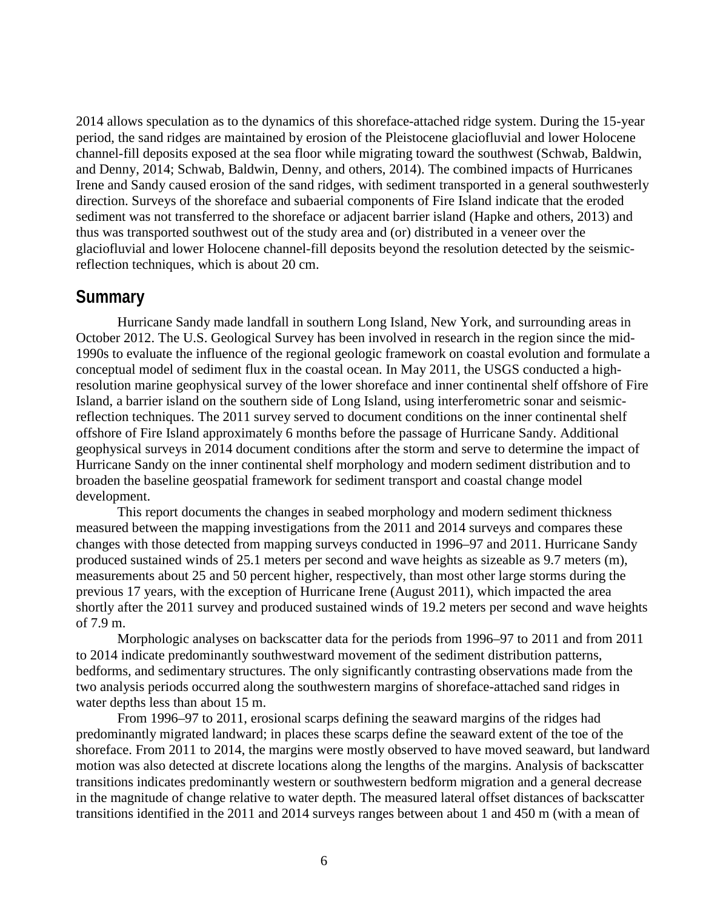2014 allows speculation as to the dynamics of this shoreface-attached ridge system. During the 15-year period, the sand ridges are maintained by erosion of the Pleistocene glaciofluvial and lower Holocene channel-fill deposits exposed at the sea floor while migrating toward the southwest (Schwab, Baldwin, and Denny, 2014; Schwab, Baldwin, Denny, and others, 2014). The combined impacts of Hurricanes Irene and Sandy caused erosion of the sand ridges, with sediment transported in a general southwesterly direction. Surveys of the shoreface and subaerial components of Fire Island indicate that the eroded sediment was not transferred to the shoreface or adjacent barrier island (Hapke and others, 2013) and thus was transported southwest out of the study area and (or) distributed in a veneer over the glaciofluvial and lower Holocene channel-fill deposits beyond the resolution detected by the seismic-reflection techniques, which is about 20 cm.

## Summary

Hurricane Sandy made landfall in southern Long Island, New York, and surrounding areas in October 2012. The U.S. Geological Survey has been involved in research in the region since the mid-1990s to evaluate the influence of the regional geologic framework on coastal evolution and formulate a conceptual model of sediment flux in the coastal ocean. In May 2011, the USGS conducted a high-resolution marine geophysical survey of the lower shoreface and inner continental shelf offshore of Fire Island, a barrier island on the southern side of Long Island, using interferometric sonar and seismic-reflection techniques. The 2011 survey served to document conditions on the inner continental shelf offshore of Fire Island approximately 6 months before the passage of Hurricane Sandy. Additional geophysical surveys in 2014 document conditions after the storm and serve to determine the impact of Hurricane Sandy on the inner continental shelf morphology and modern sediment distribution and to broaden the baseline geospatial framework for sediment transport and coastal change model development.

This report documents the changes in seabed morphology and modern sediment thickness measured between the mapping investigations from the 2011 and 2014 surveys and compares these changes with those detected from mapping surveys conducted in 1996–97 and 2011. Hurricane Sandy produced sustained winds of 25.1 meters per second and wave heights as sizeable as 9.7 meters (m), measurements about 25 and 50 percent higher, respectively, than most other large storms during the previous 17 years, with the exception of Hurricane Irene (August 2011), which impacted the area shortly after the 2011 survey and produced sustained winds of 19.2 meters per second and wave heights of 7.9 m.

Morphologic analyses on backscatter data for the periods from 1996–97 to 2011 and from 2011 to 2014 indicate predominantly southwestward movement of the sediment distribution patterns, bedforms, and sedimentary structures. The only significantly contrasting observations made from the two analysis periods occurred along the southwestern margins of shoreface-attached sand ridges in water depths less than about 15 m.

From 1996–97 to 2011, erosional scarps defining the seaward margins of the ridges had predominantly migrated landward; in places these scarps define the seaward extent of the toe of the shoreface. From 2011 to 2014, the margins were mostly observed to have moved seaward, but landward motion was also detected at discrete locations along the lengths of the margins. Analysis of backscatter transitions indicates predominantly western or southwestern bedform migration and a general decrease in the magnitude of change relative to water depth. The measured lateral offset distances of backscatter transitions identified in the 2011 and 2014 surveys ranges between about 1 and 450 m (with a mean of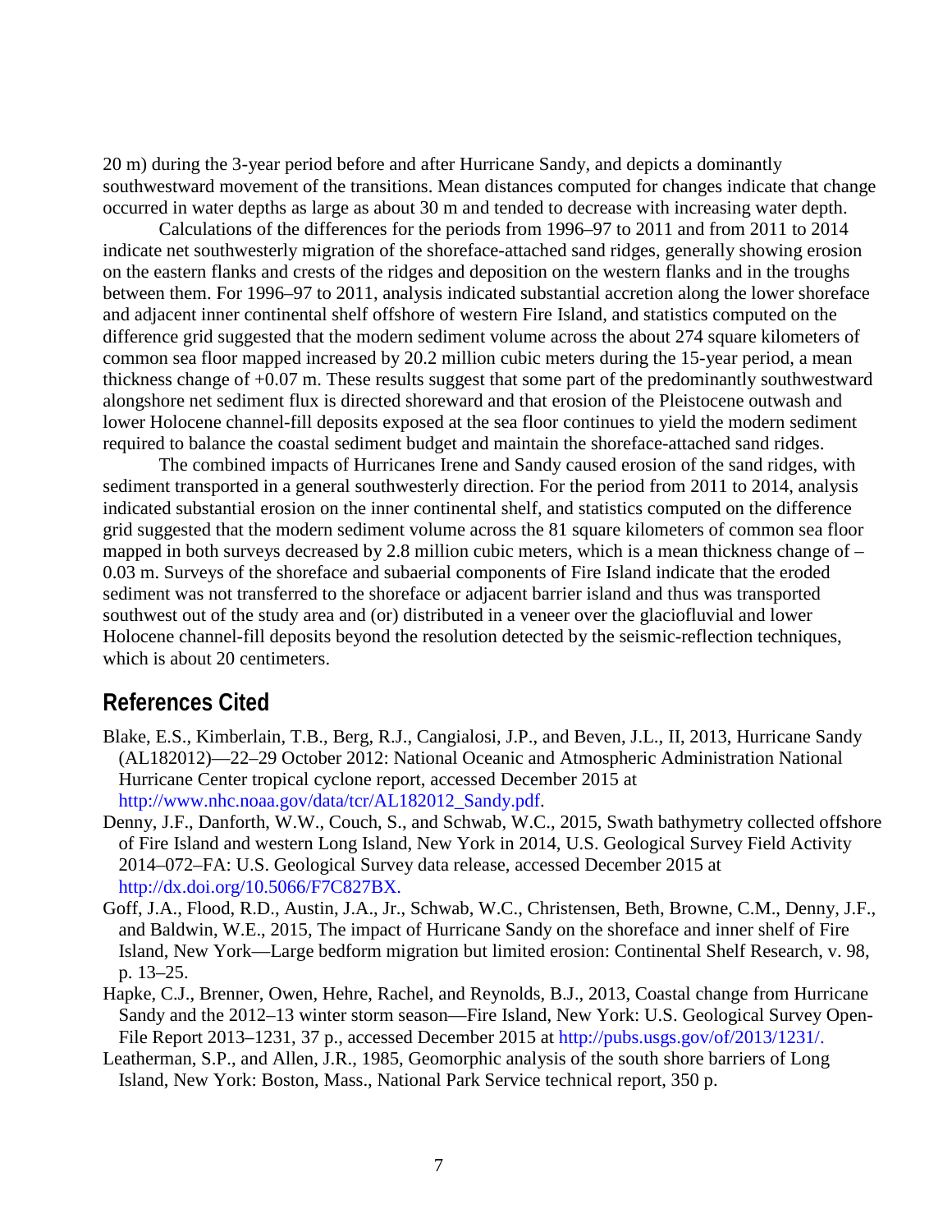20 m) during the 3-year period before and after Hurricane Sandy, and depicts a dominantly southwestward movement of the transitions. Mean distances computed for changes indicate that change occurred in water depths as large as about 30 m and tended to decrease with increasing water depth.

Calculations of the differences for the periods from 1996–97 to 2011 and from 2011 to 2014 indicate net southwesterly migration of the shoreface-attached sand ridges, generally showing erosion on the eastern flanks and crests of the ridges and deposition on the western flanks and in the troughs between them. For 1996–97 to 2011, analysis indicated substantial accretion along the lower shoreface and adjacent inner continental shelf offshore of western Fire Island, and statistics computed on the difference grid suggested that the modern sediment volume across the about 274 square kilometers of common sea floor mapped increased by 20.2 million cubic meters during the 15-year period, a mean thickness change of +0.07 m. These results suggest that some part of the predominantly southwestward alongshore net sediment flux is directed shoreward and that erosion of the Pleistocene outwash and lower Holocene channel-fill deposits exposed at the sea floor continues to yield the modern sediment required to balance the coastal sediment budget and maintain the shoreface-attached sand ridges.

The combined impacts of Hurricanes Irene and Sandy caused erosion of the sand ridges, with sediment transported in a general southwesterly direction. For the period from 2011 to 2014, analysis indicated substantial erosion on the inner continental shelf, and statistics computed on the difference grid suggested that the modern sediment volume across the 81 square kilometers of common sea floor mapped in both surveys decreased by 2.8 million cubic meters, which is a mean thickness change of –0.03 m. Surveys of the shoreface and subaerial components of Fire Island indicate that the eroded sediment was not transferred to the shoreface or adjacent barrier island and thus was transported southwest out of the study area and (or) distributed in a veneer over the glaciofluvial and lower Holocene channel-fill deposits beyond the resolution detected by the seismic-reflection techniques, which is about 20 centimeters.

## References Cited

Blake, E.S., Kimberlain, T.B., Berg, R.J., Cangialosi, J.P., and Beven, J.L., II, 2013, Hurricane Sandy (AL182012)—22–29 October 2012: National Oceanic and Atmospheric Administration National Hurricane Center tropical cyclone report, accessed December 2015 at http://www.nhc.noaa.gov/data/tcr/AL182012_Sandy.pdf.

Denny, J.F., Danforth, W.W., Couch, S., and Schwab, W.C., 2015, Swath bathymetry collected offshore of Fire Island and western Long Island, New York in 2014, U.S. Geological Survey Field Activity 2014–072–FA: U.S. Geological Survey data release, accessed December 2015 at http://dx.doi.org/10.5066/F7C827BX.

Goff, J.A., Flood, R.D., Austin, J.A., Jr., Schwab, W.C., Christensen, Beth, Browne, C.M., Denny, J.F., and Baldwin, W.E., 2015, The impact of Hurricane Sandy on the shoreface and inner shelf of Fire Island, New York—Large bedform migration but limited erosion: Continental Shelf Research, v. 98, p. 13–25.

Hapke, C.J., Brenner, Owen, Hehre, Rachel, and Reynolds, B.J., 2013, Coastal change from Hurricane Sandy and the 2012–13 winter storm season—Fire Island, New York: U.S. Geological Survey Open-File Report 2013–1231, 37 p., accessed December 2015 at http://pubs.usgs.gov/of/2013/1231/.

Leatherman, S.P., and Allen, J.R., 1985, Geomorphic analysis of the south shore barriers of Long Island, New York: Boston, Mass., National Park Service technical report, 350 p.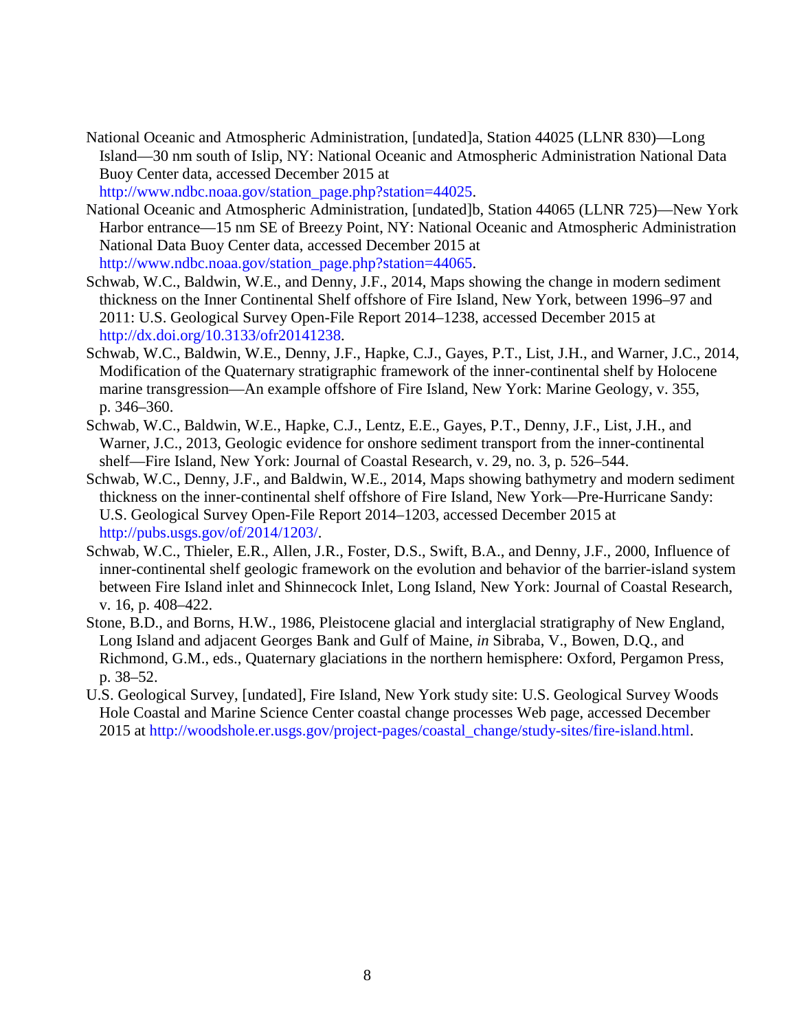National Oceanic and Atmospheric Administration, [undated]a, Station 44025 (LLNR 830)—Long Island—30 nm south of Islip, NY: National Oceanic and Atmospheric Administration National Data Buoy Center data, accessed December 2015 at http://www.ndbc.noaa.gov/station_page.php?station=44025.

National Oceanic and Atmospheric Administration, [undated]b, Station 44065 (LLNR 725)—New York Harbor entrance—15 nm SE of Breezy Point, NY: National Oceanic and Atmospheric Administration National Data Buoy Center data, accessed December 2015 at http://www.ndbc.noaa.gov/station_page.php?station=44065.

Schwab, W.C., Baldwin, W.E., and Denny, J.F., 2014, Maps showing the change in modern sediment thickness on the Inner Continental Shelf offshore of Fire Island, New York, between 1996–97 and 2011: U.S. Geological Survey Open-File Report 2014–1238, accessed December 2015 at http://dx.doi.org/10.3133/ofr20141238.

Schwab, W.C., Baldwin, W.E., Denny, J.F., Hapke, C.J., Gayes, P.T., List, J.H., and Warner, J.C., 2014, Modification of the Quaternary stratigraphic framework of the inner-continental shelf by Holocene marine transgression—An example offshore of Fire Island, New York: Marine Geology, v. 355, p. 346–360.

Schwab, W.C., Baldwin, W.E., Hapke, C.J., Lentz, E.E., Gayes, P.T., Denny, J.F., List, J.H., and Warner, J.C., 2013, Geologic evidence for onshore sediment transport from the inner-continental shelf—Fire Island, New York: Journal of Coastal Research, v. 29, no. 3, p. 526–544.

Schwab, W.C., Denny, J.F., and Baldwin, W.E., 2014, Maps showing bathymetry and modern sediment thickness on the inner-continental shelf offshore of Fire Island, New York—Pre-Hurricane Sandy: U.S. Geological Survey Open-File Report 2014–1203, accessed December 2015 at http://pubs.usgs.gov/of/2014/1203/.

Schwab, W.C., Thieler, E.R., Allen, J.R., Foster, D.S., Swift, B.A., and Denny, J.F., 2000, Influence of inner-continental shelf geologic framework on the evolution and behavior of the barrier-island system between Fire Island inlet and Shinnecock Inlet, Long Island, New York: Journal of Coastal Research, v. 16, p. 408–422.

Stone, B.D., and Borns, H.W., 1986, Pleistocene glacial and interglacial stratigraphy of New England, Long Island and adjacent Georges Bank and Gulf of Maine, *in* Sibraba, V., Bowen, D.Q., and Richmond, G.M., eds., Quaternary glaciations in the northern hemisphere: Oxford, Pergamon Press, p. 38–52.

U.S. Geological Survey, [undated], Fire Island, New York study site: U.S. Geological Survey Woods Hole Coastal and Marine Science Center coastal change processes Web page, accessed December 2015 at http://woodshole.er.usgs.gov/project-pages/coastal_change/study-sites/fire-island.html.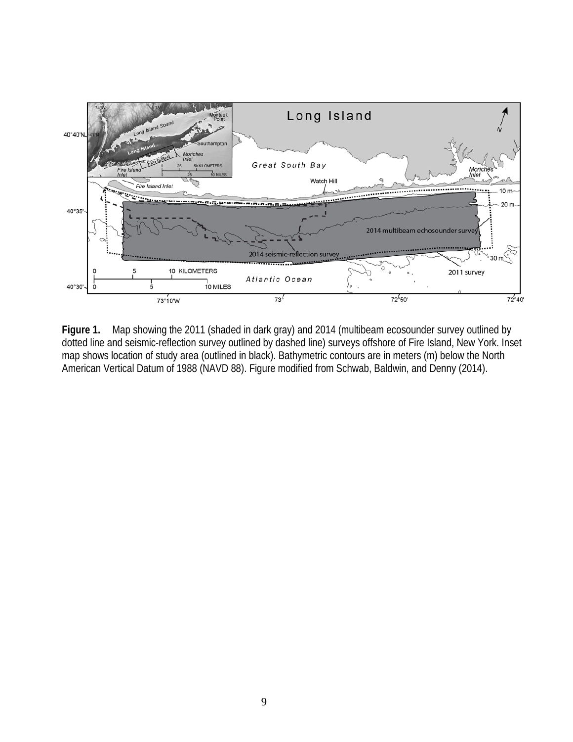**Figure 1.** Map showing the 2011 (shaded in dark gray) and 2014 (multibeam ecosounder survey outlined by dotted line and seismic-reflection survey outlined by dashed line) surveys offshore of Fire Island, New York. Inset map shows location of study area (outlined in black). Bathymetric contours are in meters (m) below the North American Vertical Datum of 1988 (NAVD 88). Figure modified from Schwab, Baldwin, and Denny (2014).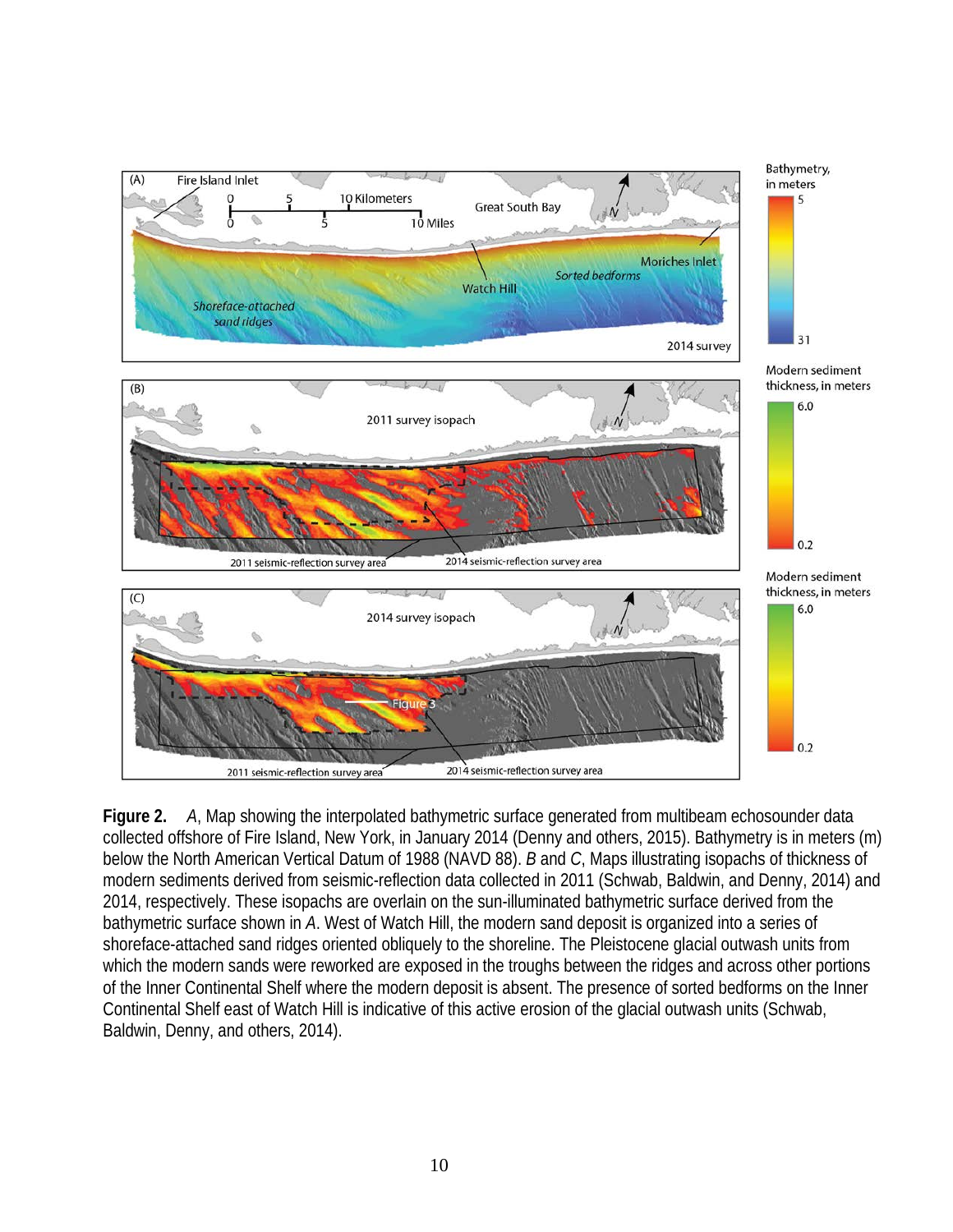**Figure 2.** *A*, Map showing the interpolated bathymetric surface generated from multibeam echosounder data collected offshore of Fire Island, New York, in January 2014 (Denny and others, 2015). Bathymetry is in meters (m) below the North American Vertical Datum of 1988 (NAVD 88). *B* and *C*, Maps illustrating isopachs of thickness of modern sediments derived from seismic-reflection data collected in 2011 (Schwab, Baldwin, and Denny, 2014) and 2014, respectively. These isopachs are overlain on the sun-illuminated bathymetric surface derived from the bathymetric surface shown in *A*. West of Watch Hill, the modern sand deposit is organized into a series of shoreface-attached sand ridges oriented obliquely to the shoreline. The Pleistocene glacial outwash units from which the modern sands were reworked are exposed in the troughs between the ridges and across other portions of the Inner Continental Shelf where the modern deposit is absent. The presence of sorted bedforms on the Inner Continental Shelf east of Watch Hill is indicative of this active erosion of the glacial outwash units (Schwab, Baldwin, Denny, and others, 2014).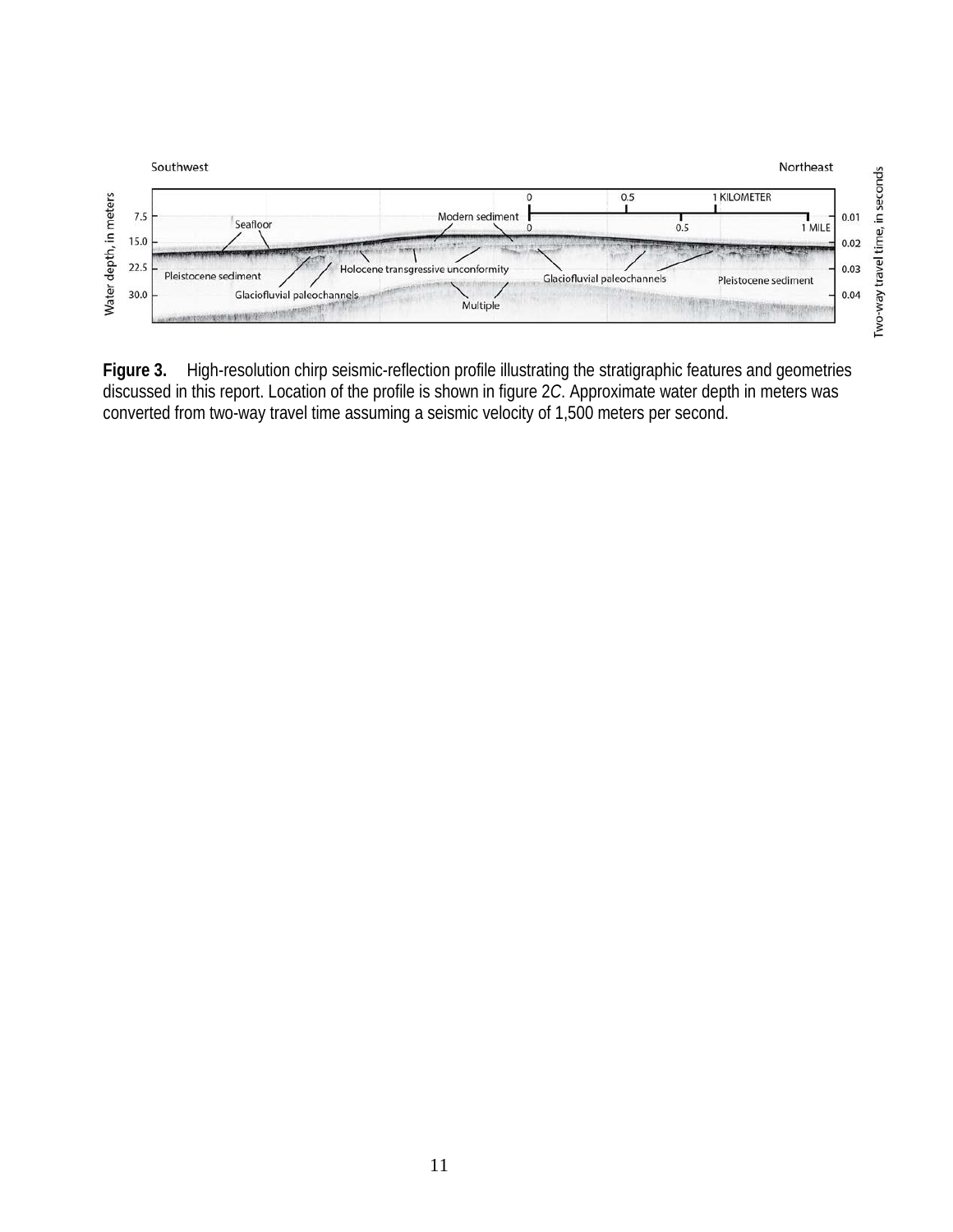**Figure 3.** High-resolution chirp seismic-reflection profile illustrating the stratigraphic features and geometries discussed in this report. Location of the profile is shown in figure 2*C*. Approximate water depth in meters was converted from two-way travel time assuming a seismic velocity of 1,500 meters per second.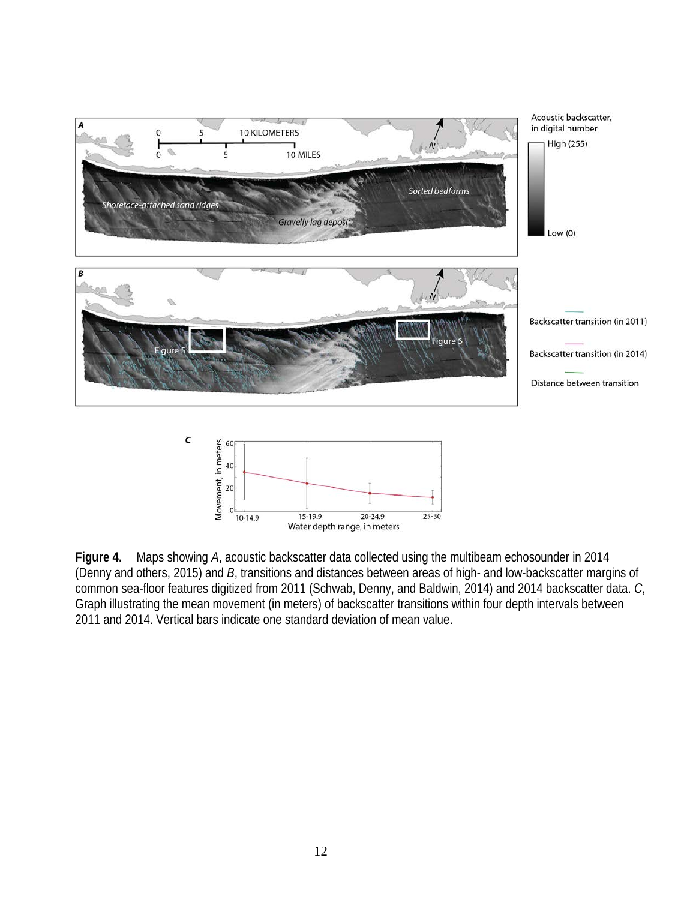**Figure 4.** Maps showing *A*, acoustic backscatter data collected using the multibeam echosounder in 2014 (Denny and others, 2015) and *B*, transitions and distances between areas of high- and low-backscatter margins of common sea-floor features digitized from 2011 (Schwab, Denny, and Baldwin, 2014) and 2014 backscatter data. *C*, Graph illustrating the mean movement (in meters) of backscatter transitions within four depth intervals between 2011 and 2014. Vertical bars indicate one standard deviation of mean value.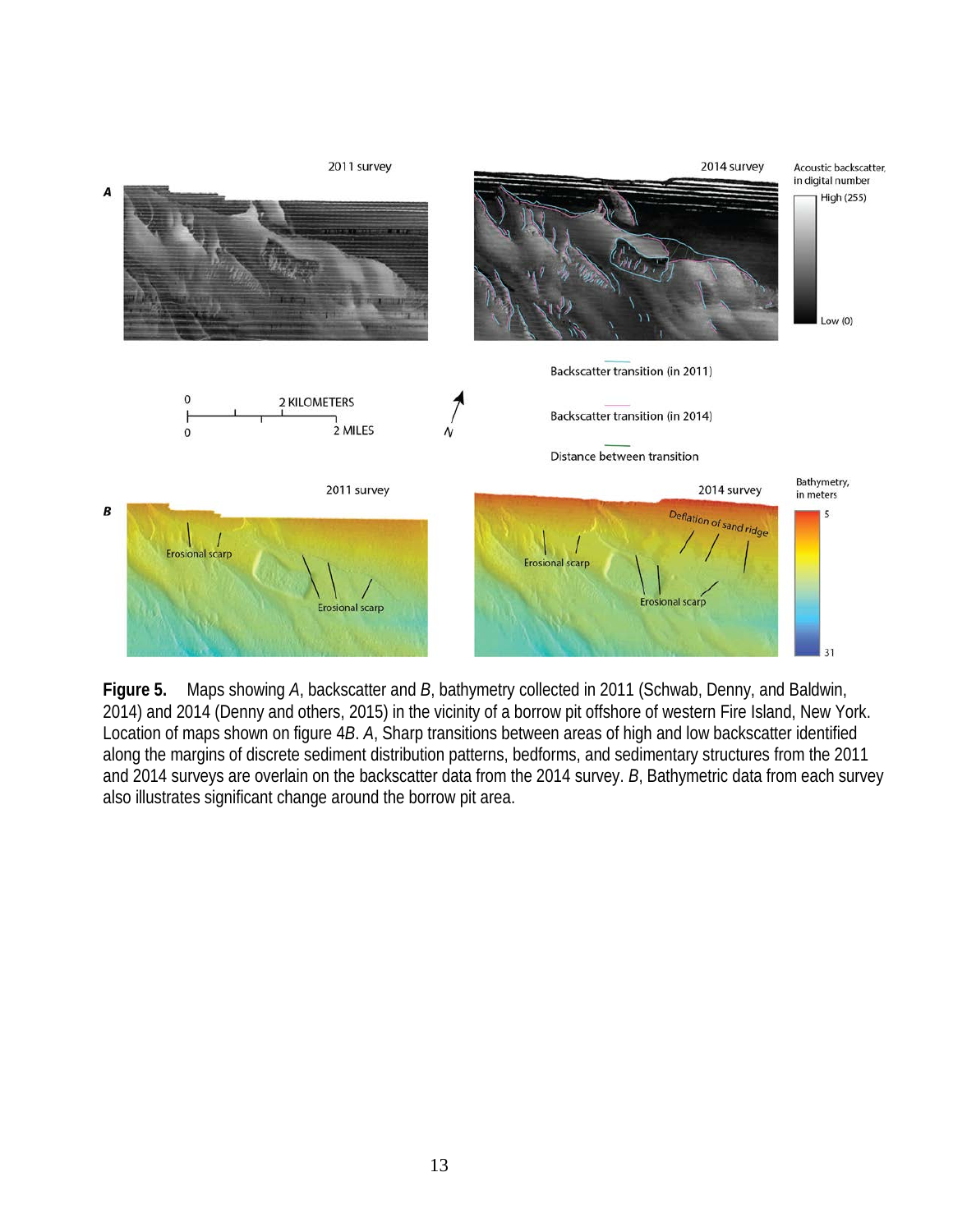**Figure 5.** Maps showing *A*, backscatter and *B*, bathymetry collected in 2011 (Schwab, Denny, and Baldwin, 2014) and 2014 (Denny and others, 2015) in the vicinity of a borrow pit offshore of western Fire Island, New York. Location of maps shown on figure 4*B*. *A*, Sharp transitions between areas of high and low backscatter identified along the margins of discrete sediment distribution patterns, bedforms, and sedimentary structures from the 2011 and 2014 surveys are overlain on the backscatter data from the 2014 survey. *B*, Bathymetric data from each survey also illustrates significant change around the borrow pit area.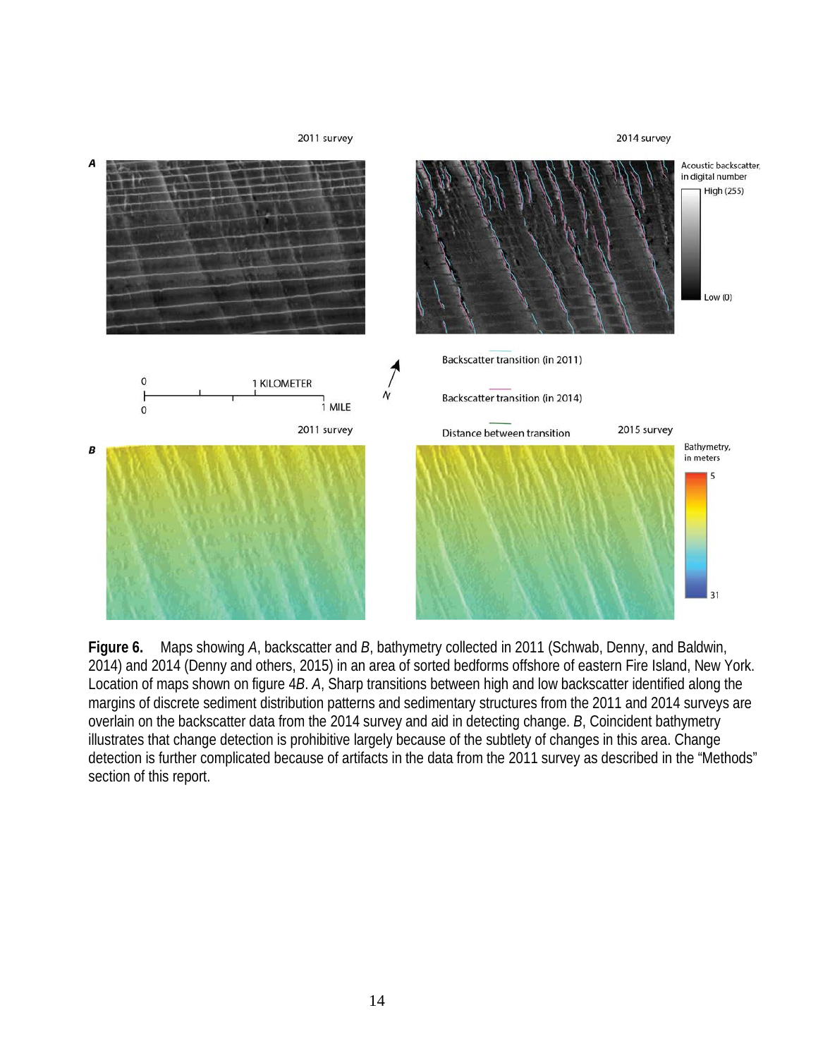**Figure 6.** Maps showing *A*, backscatter and *B*, bathymetry collected in 2011 (Schwab, Denny, and Baldwin, 2014) and 2014 (Denny and others, 2015) in an area of sorted bedforms offshore of eastern Fire Island, New York. Location of maps shown on figure 4*B*. *A*, Sharp transitions between high and low backscatter identified along the margins of discrete sediment distribution patterns and sedimentary structures from the 2011 and 2014 surveys are overlain on the backscatter data from the 2014 survey and aid in detecting change. *B*, Coincident bathymetry illustrates that change detection is prohibitive largely because of the subtlety of changes in this area. Change detection is further complicated because of artifacts in the data from the 2011 survey as described in the "Methods" section of this report.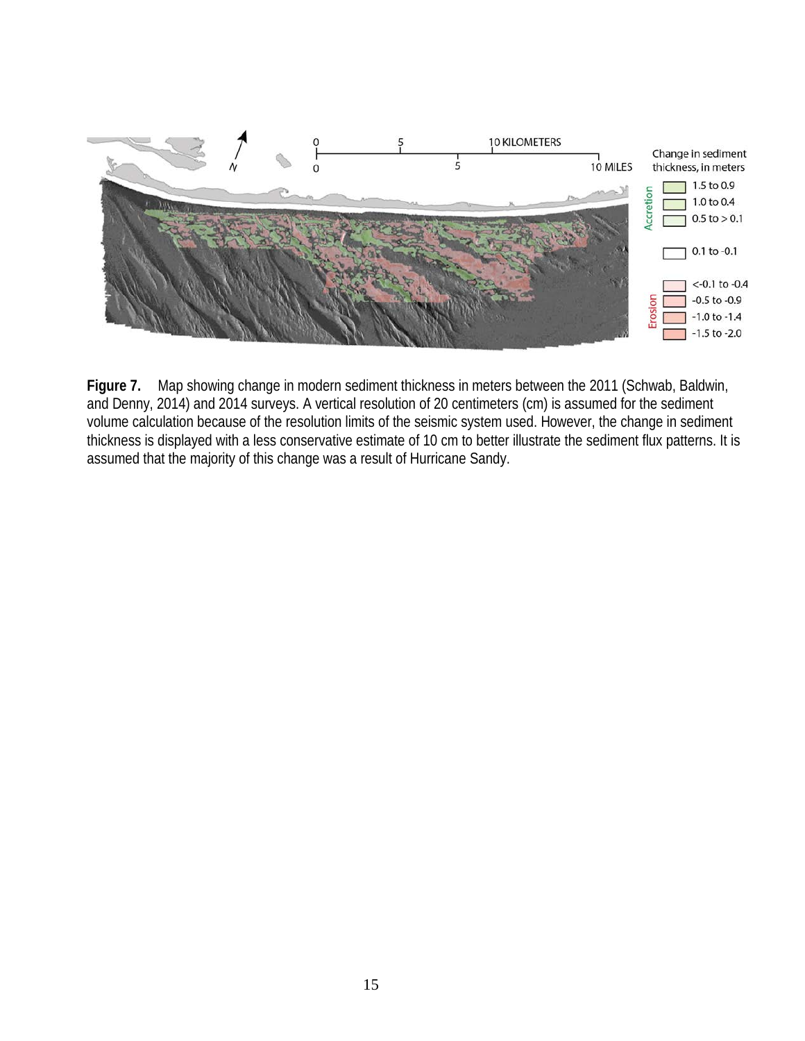**Figure 7.** Map showing change in modern sediment thickness in meters between the 2011 (Schwab, Baldwin, and Denny, 2014) and 2014 surveys. A vertical resolution of 20 centimeters (cm) is assumed for the sediment volume calculation because of the resolution limits of the seismic system used. However, the change in sediment thickness is displayed with a less conservative estimate of 10 cm to better illustrate the sediment flux patterns. It is assumed that the majority of this change was a result of Hurricane Sandy.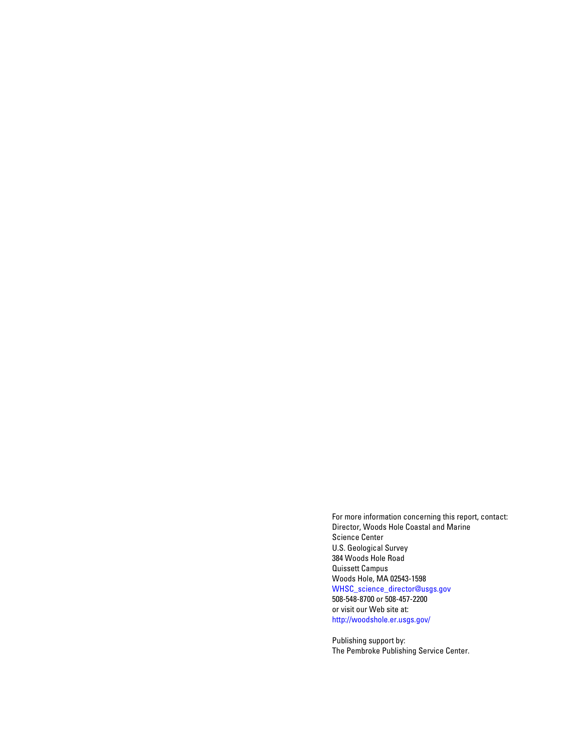For more information concerning this report, contact:
Director, Woods Hole Coastal and Marine
Science Center
U.S. Geological Survey
384 Woods Hole Road
Quissett Campus
Woods Hole, MA 02543-1598
WHSC_science_director@usgs.gov
508-548-8700 or 508-457-2200
or visit our Web site at:
http://woodshole.er.usgs.gov/

Publishing support by:
The Pembroke Publishing Service Center.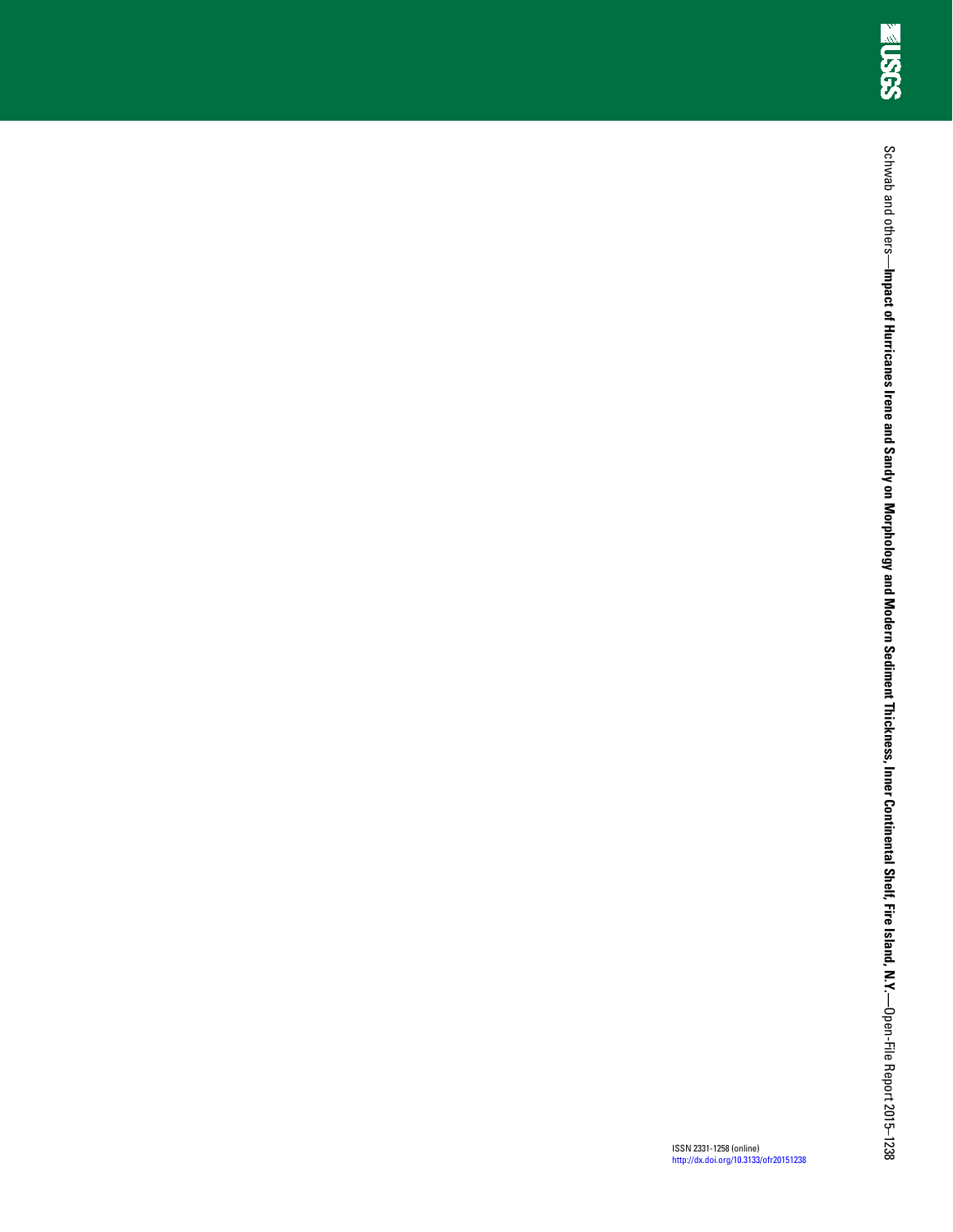Schwab and others—**Impact of Hurricanes Irene and Sandy on Morphology and Modern Sediment Thickness, Inner Continental Shelf, Fire Island, N.Y.**—Open-File Report 2015–1238

ISSN 2331-1258 (online)
http://dx.doi.org/10.3133/ofr20151238